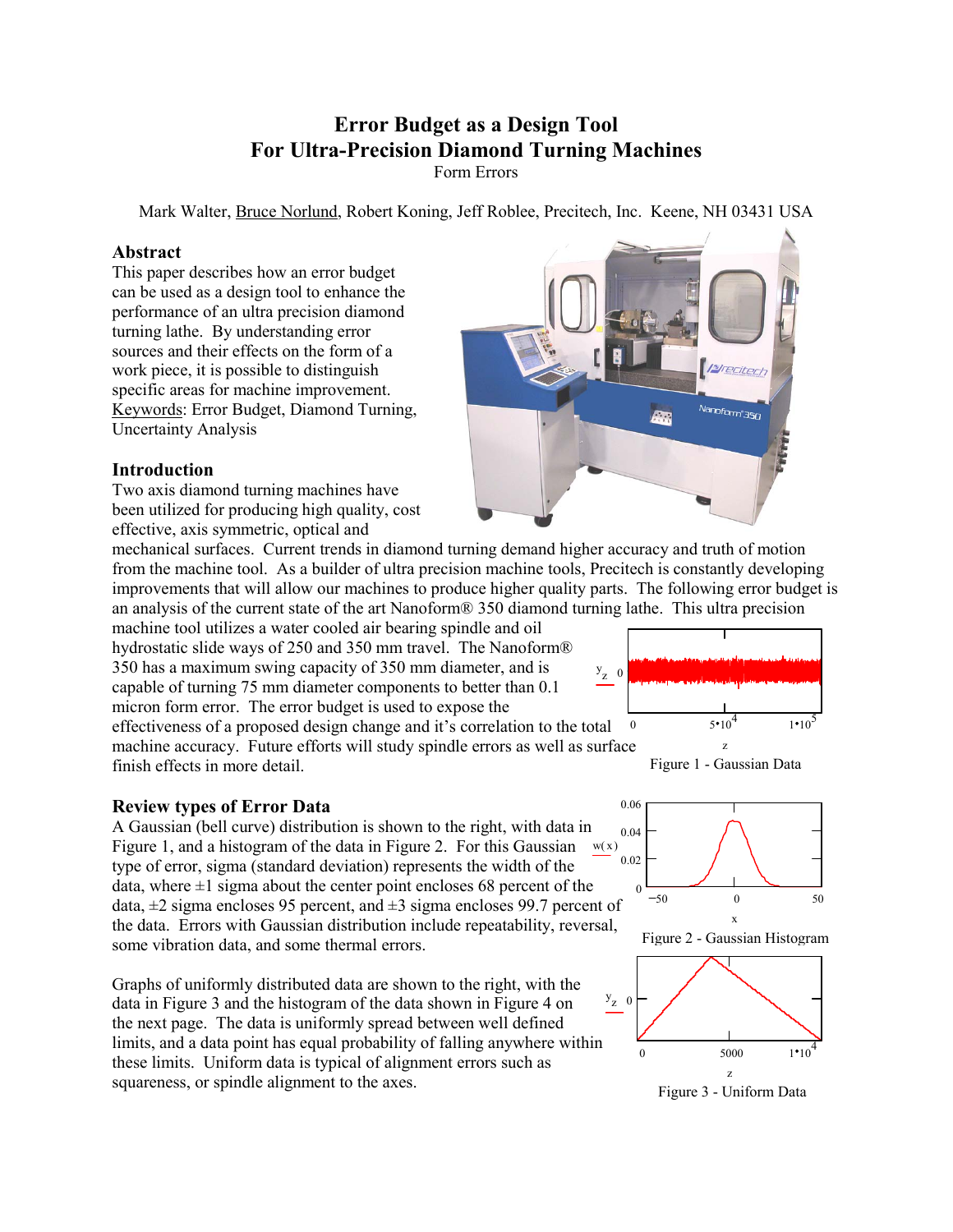# Error Budget as a Design Tool
# For Ultra-Precision Diamond Turning Machines

Form Errors

Mark Walter, Bruce Norlund, Robert Koning, Jeff Roblee, Precitech, Inc. Keene, NH 03431 USA

## Abstract

This paper describes how an error budget can be used as a design tool to enhance the performance of an ultra precision diamond turning lathe. By understanding error sources and their effects on the form of a work piece, it is possible to distinguish specific areas for machine improvement.

Keywords: Error Budget, Diamond Turning, Uncertainty Analysis

## Introduction

Two axis diamond turning machines have been utilized for producing high quality, cost effective, axis symmetric, optical and mechanical surfaces. Current trends in diamond turning demand higher accuracy and truth of motion from the machine tool. As a builder of ultra precision machine tools, Precitech is constantly developing improvements that will allow our machines to produce higher quality parts. The following error budget is an analysis of the current state of the art Nanoform® 350 diamond turning lathe. This ultra precision machine tool utilizes a water cooled air bearing spindle and oil hydrostatic slide ways of 250 and 350 mm travel. The Nanoform® 350 has a maximum swing capacity of 350 mm diameter, and is capable of turning 75 mm diameter components to better than 0.1 micron form error. The error budget is used to expose the effectiveness of a proposed design change and it's correlation to the total machine accuracy. Future efforts will study spindle errors as well as surface finish effects in more detail.

Figure 1 - Gaussian Data

## Review types of Error Data

A Gaussian (bell curve) distribution is shown to the right, with data in Figure 1, and a histogram of the data in Figure 2. For this Gaussian type of error, sigma (standard deviation) represents the width of the data, where ±1 sigma about the center point encloses 68 percent of the data, ±2 sigma encloses 95 percent, and ±3 sigma encloses 99.7 percent of the data. Errors with Gaussian distribution include repeatability, reversal, some vibration data, and some thermal errors.

Figure 2 - Gaussian Histogram

Graphs of uniformly distributed data are shown to the right, with the data in Figure 3 and the histogram of the data shown in Figure 4 on the next page. The data is uniformly spread between well defined limits, and a data point has equal probability of falling anywhere within these limits. Uniform data is typical of alignment errors such as squareness, or spindle alignment to the axes.

Figure 3 - Uniform Data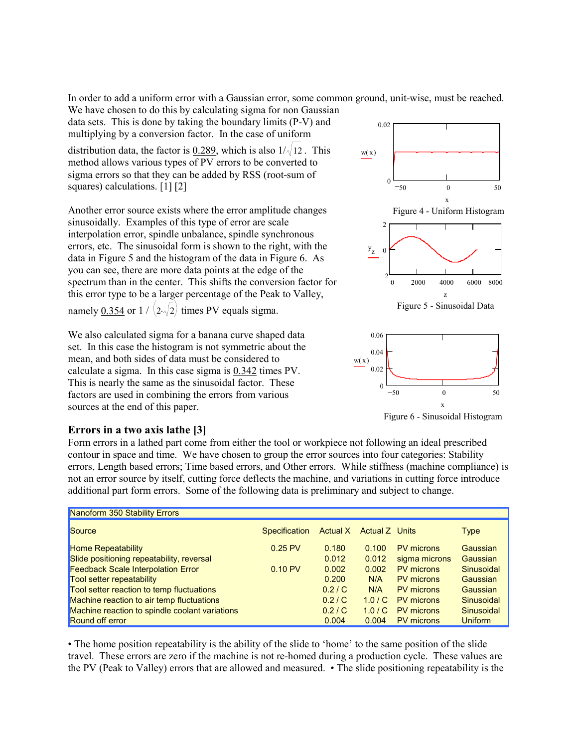In order to add a uniform error with a Gaussian error, some common ground, unit-wise, must be reached. We have chosen to do this by calculating sigma for non Gaussian data sets. This is done by taking the boundary limits (P-V) and multiplying by a conversion factor. In the case of uniform distribution data, the factor is 0.289, which is also $1/\sqrt{12}$. This method allows various types of PV errors to be converted to sigma errors so that they can be added by RSS (root-sum of squares) calculations. [1] [2]

Figure 4 - Uniform Histogram

Another error source exists where the error amplitude changes sinusoidally. Examples of this type of error are scale interpolation error, spindle unbalance, spindle synchronous errors, etc. The sinusoidal form is shown to the right, with the data in Figure 5 and the histogram of the data in Figure 6. As you can see, there are more data points at the edge of the spectrum than in the center. This shifts the conversion factor for this error type to be a larger percentage of the Peak to Valley, namely 0.354 or $1 / \left(2 \cdot \sqrt{2}\right)$ times PV equals sigma.

Figure 5 - Sinusoidal Data

We also calculated sigma for a banana curve shaped data set. In this case the histogram is not symmetric about the mean, and both sides of data must be considered to calculate a sigma. In this case sigma is 0.342 times PV. This is nearly the same as the sinusoidal factor. These factors are used in combining the errors from various sources at the end of this paper.

Figure 6 - Sinusoidal Histogram

## Errors in a two axis lathe [3]

Form errors in a lathed part come from either the tool or workpiece not following an ideal prescribed contour in space and time. We have chosen to group the error sources into four categories: Stability errors, Length based errors; Time based errors, and Other errors. While stiffness (machine compliance) is not an error source by itself, cutting force deflects the machine, and variations in cutting force introduce additional part form errors. Some of the following data is preliminary and subject to change.

| Nanoform 350 Stability Errors | | | | | |
|---|---|---|---|---|---|
| Source | Specification | Actual X | Actual Z | Units | Type |
| Home Repeatability | 0.25 PV | 0.180 | 0.100 | PV microns | Gaussian |
| Slide positioning repeatability, reversal | | 0.012 | 0.012 | sigma microns | Gaussian |
| Feedback Scale Interpolation Error | 0.10 PV | 0.002 | 0.002 | PV microns | Sinusoidal |
| Tool setter repeatability | | 0.200 | N/A | PV microns | Gaussian |
| Tool setter reaction to temp fluctuations | | 0.2 / C | N/A | PV microns | Gaussian |
| Machine reaction to air temp fluctuations | | 0.2 / C | 1.0 / C | PV microns | Sinusoidal |
| Machine reaction to spindle coolant variations | | 0.2 / C | 1.0 / C | PV microns | Sinusoidal |
| Round off error | | 0.004 | 0.004 | PV microns | Uniform |

• The home position repeatability is the ability of the slide to 'home' to the same position of the slide travel. These errors are zero if the machine is not re-homed during a production cycle. These values are the PV (Peak to Valley) errors that are allowed and measured. • The slide positioning repeatability is the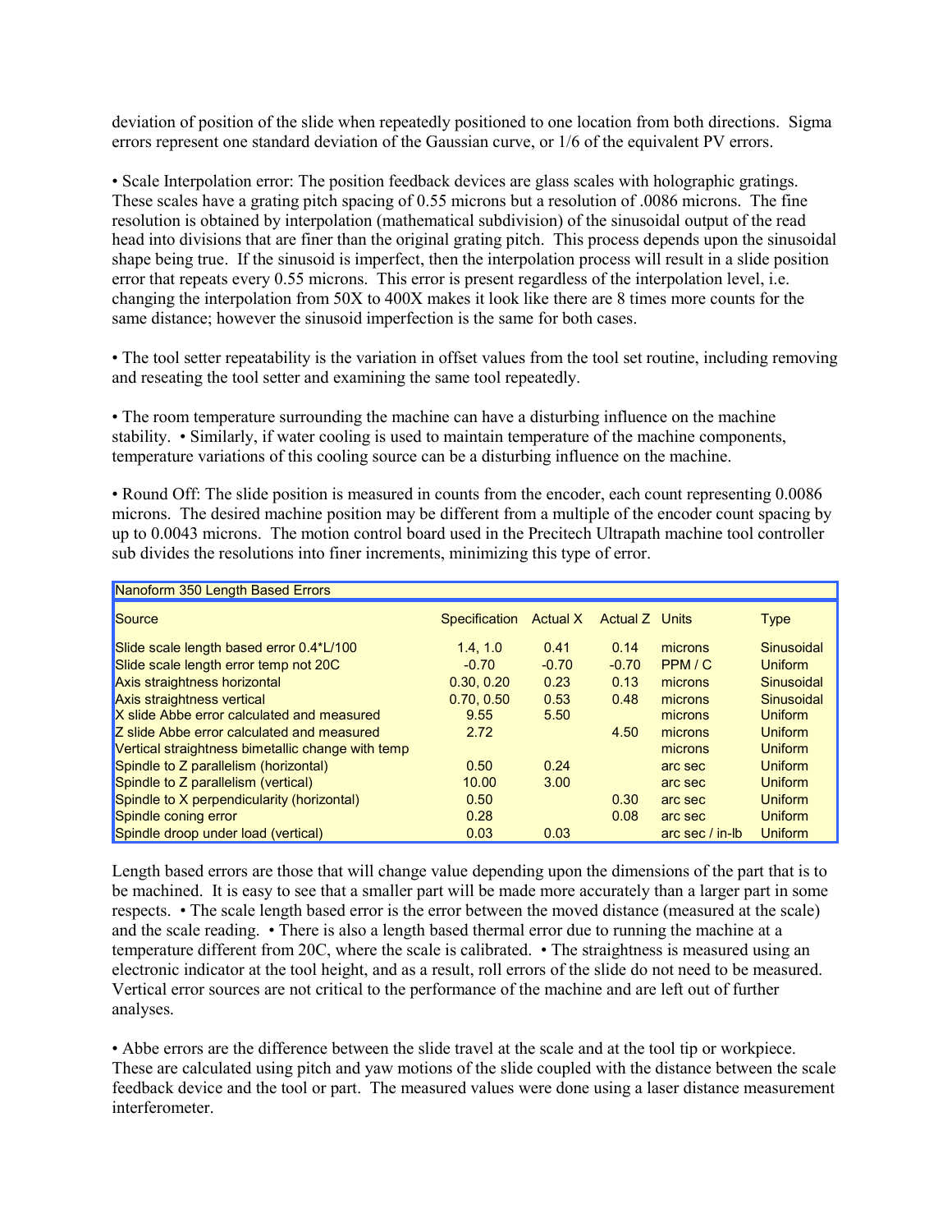deviation of position of the slide when repeatedly positioned to one location from both directions. Sigma errors represent one standard deviation of the Gaussian curve, or 1/6 of the equivalent PV errors.

• Scale Interpolation error: The position feedback devices are glass scales with holographic gratings. These scales have a grating pitch spacing of 0.55 microns but a resolution of .0086 microns. The fine resolution is obtained by interpolation (mathematical subdivision) of the sinusoidal output of the read head into divisions that are finer than the original grating pitch. This process depends upon the sinusoidal shape being true. If the sinusoid is imperfect, then the interpolation process will result in a slide position error that repeats every 0.55 microns. This error is present regardless of the interpolation level, i.e. changing the interpolation from 50X to 400X makes it look like there are 8 times more counts for the same distance; however the sinusoid imperfection is the same for both cases.

• The tool setter repeatability is the variation in offset values from the tool set routine, including removing and reseating the tool setter and examining the same tool repeatedly.

• The room temperature surrounding the machine can have a disturbing influence on the machine stability. • Similarly, if water cooling is used to maintain temperature of the machine components, temperature variations of this cooling source can be a disturbing influence on the machine.

• Round Off: The slide position is measured in counts from the encoder, each count representing 0.0086 microns. The desired machine position may be different from a multiple of the encoder count spacing by up to 0.0043 microns. The motion control board used in the Precitech Ultrapath machine tool controller sub divides the resolutions into finer increments, minimizing this type of error.

| Nanoform 350 Length Based Errors | | | | | |
|---|---|---|---|---|---|
| Source | Specification | Actual X | Actual Z | Units | Type |
| Slide scale length based error 0.4*L/100 | 1.4, 1.0 | 0.41 | 0.14 | microns | Sinusoidal |
| Slide scale length error temp not 20C | -0.70 | -0.70 | -0.70 | PPM / C | Uniform |
| Axis straightness horizontal | 0.30, 0.20 | 0.23 | 0.13 | microns | Sinusoidal |
| Axis straightness vertical | 0.70, 0.50 | 0.53 | 0.48 | microns | Sinusoidal |
| X slide Abbe error calculated and measured | 9.55 | 5.50 | | microns | Uniform |
| Z slide Abbe error calculated and measured | 2.72 | | 4.50 | microns | Uniform |
| Vertical straightness bimetallic change with temp | | | | microns | Uniform |
| Spindle to Z parallelism (horizontal) | 0.50 | 0.24 | | arc sec | Uniform |
| Spindle to Z parallelism (vertical) | 10.00 | 3.00 | | arc sec | Uniform |
| Spindle to X perpendicularity (horizontal) | 0.50 | | 0.30 | arc sec | Uniform |
| Spindle coning error | 0.28 | | 0.08 | arc sec | Uniform |
| Spindle droop under load (vertical) | 0.03 | 0.03 | | arc sec / in-lb | Uniform |

Length based errors are those that will change value depending upon the dimensions of the part that is to be machined. It is easy to see that a smaller part will be made more accurately than a larger part in some respects. • The scale length based error is the error between the moved distance (measured at the scale) and the scale reading. • There is also a length based thermal error due to running the machine at a temperature different from 20C, where the scale is calibrated. • The straightness is measured using an electronic indicator at the tool height, and as a result, roll errors of the slide do not need to be measured. Vertical error sources are not critical to the performance of the machine and are left out of further analyses.

• Abbe errors are the difference between the slide travel at the scale and at the tool tip or workpiece. These are calculated using pitch and yaw motions of the slide coupled with the distance between the scale feedback device and the tool or part. The measured values were done using a laser distance measurement interferometer.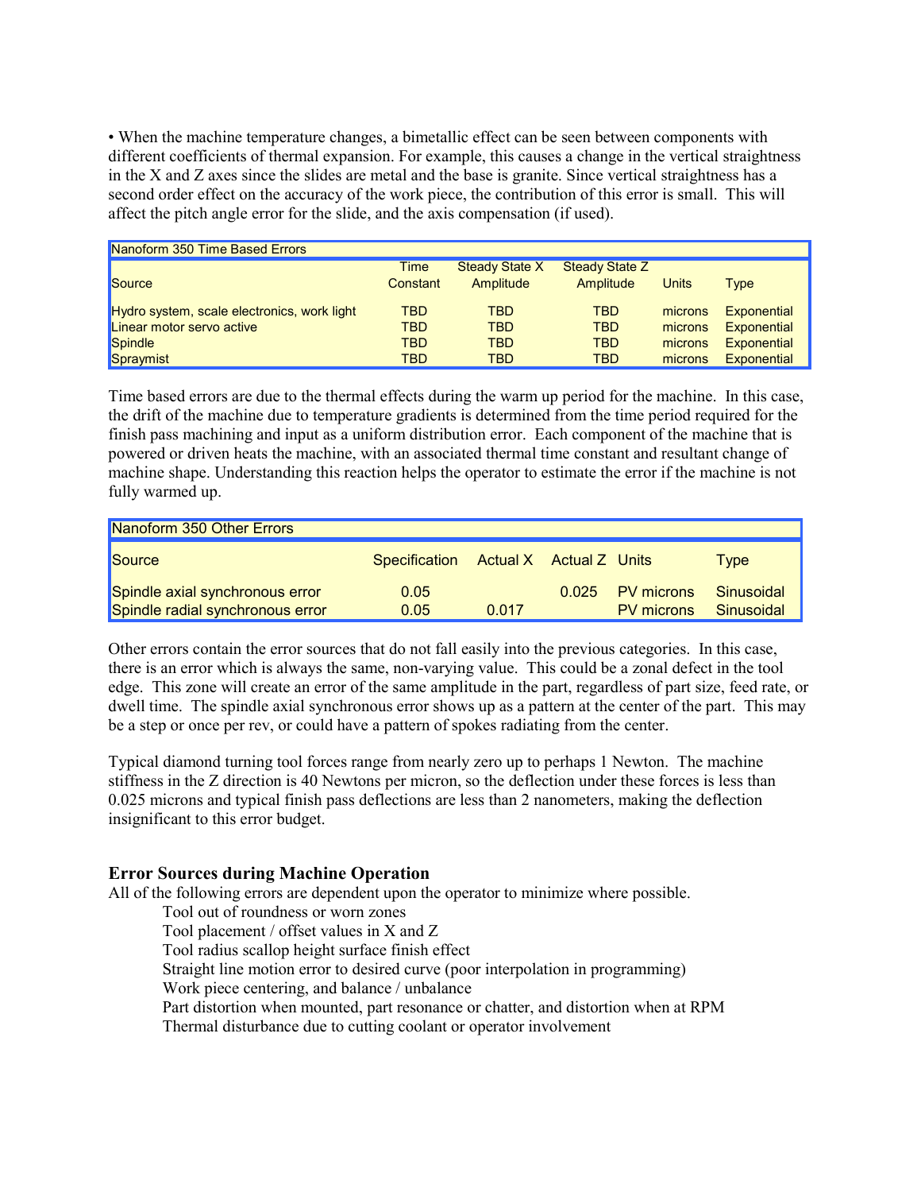• When the machine temperature changes, a bimetallic effect can be seen between components with different coefficients of thermal expansion. For example, this causes a change in the vertical straightness in the X and Z axes since the slides are metal and the base is granite. Since vertical straightness has a second order effect on the accuracy of the work piece, the contribution of this error is small. This will affect the pitch angle error for the slide, and the axis compensation (if used).

| Nanoform 350 Time Based Errors | | | | | |
|---|---|---|---|---|---|
| Source | Time Constant | Steady State X Amplitude | Steady State Z Amplitude | Units | Type |
| Hydro system, scale electronics, work light | TBD | TBD | TBD | microns | Exponential |
| Linear motor servo active | TBD | TBD | TBD | microns | Exponential |
| Spindle | TBD | TBD | TBD | microns | Exponential |
| Spraymist | TBD | TBD | TBD | microns | Exponential |

Time based errors are due to the thermal effects during the warm up period for the machine. In this case, the drift of the machine due to temperature gradients is determined from the time period required for the finish pass machining and input as a uniform distribution error. Each component of the machine that is powered or driven heats the machine, with an associated thermal time constant and resultant change of machine shape. Understanding this reaction helps the operator to estimate the error if the machine is not fully warmed up.

| Nanoform 350 Other Errors | | | | | |
|---|---|---|---|---|---|
| Source | Specification | Actual X | Actual Z | Units | Type |
| Spindle axial synchronous error | 0.05 | | 0.025 | PV microns | Sinusoidal |
| Spindle radial synchronous error | 0.05 | 0.017 | | PV microns | Sinusoidal |

Other errors contain the error sources that do not fall easily into the previous categories. In this case, there is an error which is always the same, non-varying value. This could be a zonal defect in the tool edge. This zone will create an error of the same amplitude in the part, regardless of part size, feed rate, or dwell time. The spindle axial synchronous error shows up as a pattern at the center of the part. This may be a step or once per rev, or could have a pattern of spokes radiating from the center.

Typical diamond turning tool forces range from nearly zero up to perhaps 1 Newton. The machine stiffness in the Z direction is 40 Newtons per micron, so the deflection under these forces is less than 0.025 microns and typical finish pass deflections are less than 2 nanometers, making the deflection insignificant to this error budget.

## Error Sources during Machine Operation

All of the following errors are dependent upon the operator to minimize where possible.

- Tool out of roundness or worn zones
- Tool placement / offset values in X and Z
- Tool radius scallop height surface finish effect
- Straight line motion error to desired curve (poor interpolation in programming)
- Work piece centering, and balance / unbalance
- Part distortion when mounted, part resonance or chatter, and distortion when at RPM
- Thermal disturbance due to cutting coolant or operator involvement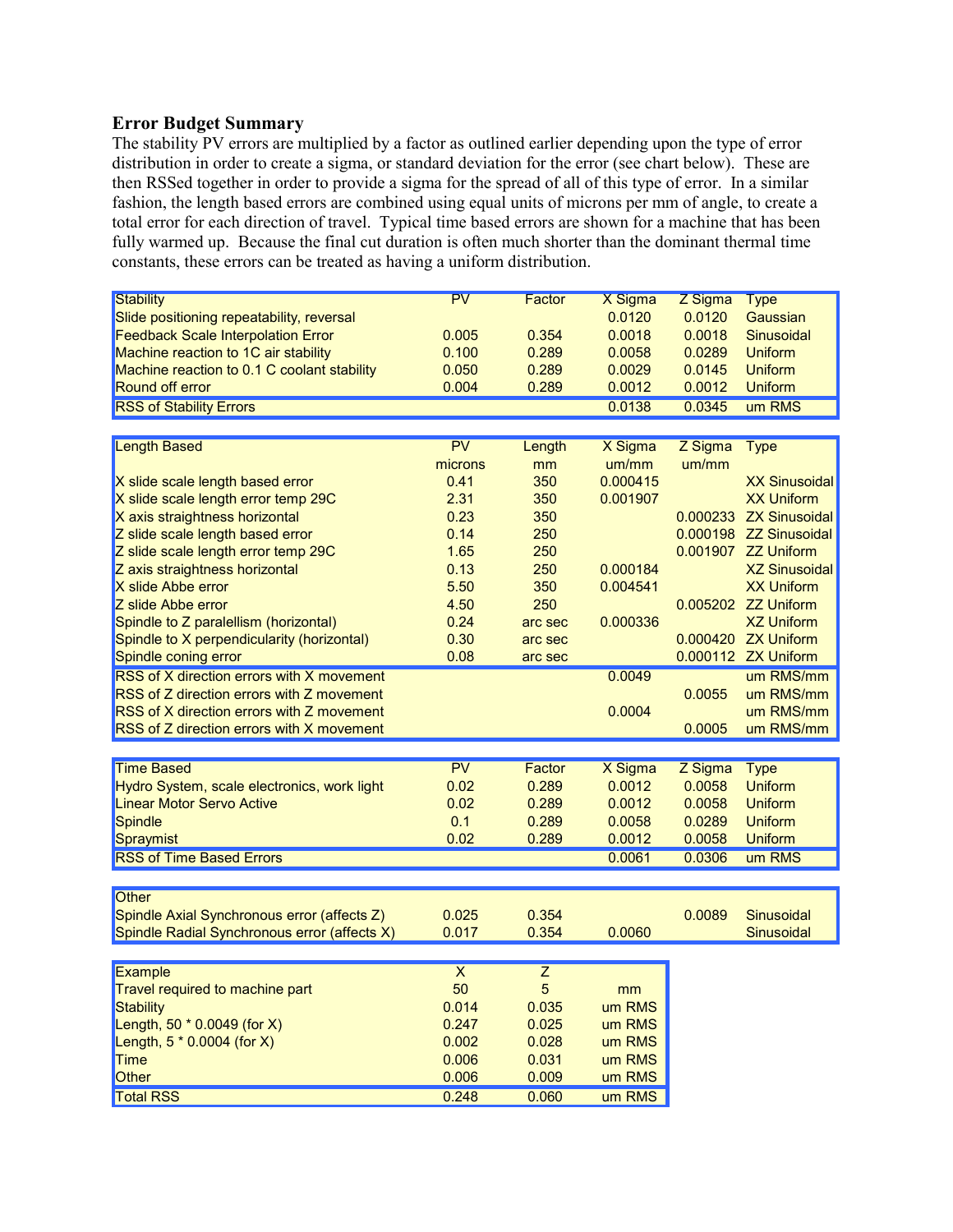## Error Budget Summary

The stability PV errors are multiplied by a factor as outlined earlier depending upon the type of error distribution in order to create a sigma, or standard deviation for the error (see chart below). These are then RSSed together in order to provide a sigma for the spread of all of this type of error. In a similar fashion, the length based errors are combined using equal units of microns per mm of angle, to create a total error for each direction of travel. Typical time based errors are shown for a machine that has been fully warmed up. Because the final cut duration is often much shorter than the dominant thermal time constants, these errors can be treated as having a uniform distribution.

| Stability | PV | Factor | X Sigma | Z Sigma | Type |
|---|---|---|---|---|---|
| Slide positioning repeatability, reversal | | | 0.0120 | 0.0120 | Gaussian |
| Feedback Scale Interpolation Error | 0.005 | 0.354 | 0.0018 | 0.0018 | Sinusoidal |
| Machine reaction to 1C air stability | 0.100 | 0.289 | 0.0058 | 0.0289 | Uniform |
| Machine reaction to 0.1 C coolant stability | 0.050 | 0.289 | 0.0029 | 0.0145 | Uniform |
| Round off error | 0.004 | 0.289 | 0.0012 | 0.0012 | Uniform |
| RSS of Stability Errors | | | 0.0138 | 0.0345 | um RMS |

| Length Based | PV | Length | X Sigma | Z Sigma | Type |
|---|---|---|---|---|---|
| | microns | mm | um/mm | um/mm | |
| X slide scale length based error | 0.41 | 350 | 0.000415 | | XX Sinusoidal |
| X slide scale length error temp 29C | 2.31 | 350 | 0.001907 | | XX Uniform |
| X axis straightness horizontal | 0.23 | 350 | | 0.000233 | ZX Sinusoidal |
| Z slide scale length based error | 0.14 | 250 | | 0.000198 | ZZ Sinusoidal |
| Z slide scale length error temp 29C | 1.65 | 250 | | 0.001907 | ZZ Uniform |
| Z axis straightness horizontal | 0.13 | 250 | 0.000184 | | XZ Sinusoidal |
| X slide Abbe error | 5.50 | 350 | 0.004541 | | XX Uniform |
| Z slide Abbe error | 4.50 | 250 | | 0.005202 | ZZ Uniform |
| Spindle to Z paralellism (horizontal) | 0.24 | arc sec | 0.000336 | | XZ Uniform |
| Spindle to X perpendicularity (horizontal) | 0.30 | arc sec | | 0.000420 | ZX Uniform |
| Spindle coning error | 0.08 | arc sec | | 0.000112 | ZX Uniform |
| RSS of X direction errors with X movement | | | 0.0049 | | um RMS/mm |
| RSS of Z direction errors with Z movement | | | | 0.0055 | um RMS/mm |
| RSS of X direction errors with Z movement | | | 0.0004 | | um RMS/mm |
| RSS of Z direction errors with X movement | | | | 0.0005 | um RMS/mm |

| Time Based | PV | Factor | X Sigma | Z Sigma | Type |
|---|---|---|---|---|---|
| Hydro System, scale electronics, work light | 0.02 | 0.289 | 0.0012 | 0.0058 | Uniform |
| Linear Motor Servo Active | 0.02 | 0.289 | 0.0012 | 0.0058 | Uniform |
| Spindle | 0.1 | 0.289 | 0.0058 | 0.0289 | Uniform |
| Spraymist | 0.02 | 0.289 | 0.0012 | 0.0058 | Uniform |
| RSS of Time Based Errors | | | 0.0061 | 0.0306 | um RMS |

| Other | | | | | |
|---|---|---|---|---|---|
| Spindle Axial Synchronous error (affects Z) | 0.025 | 0.354 | | 0.0089 | Sinusoidal |
| Spindle Radial Synchronous error (affects X) | 0.017 | 0.354 | 0.0060 | | Sinusoidal |

| Example | X | Z | |
|---|---|---|---|
| Travel required to machine part | 50 | 5 | mm |
| Stability | 0.014 | 0.035 | um RMS |
| Length, 50 * 0.0049 (for X) | 0.247 | 0.025 | um RMS |
| Length, 5 * 0.0004 (for X) | 0.002 | 0.028 | um RMS |
| Time | 0.006 | 0.031 | um RMS |
| Other | 0.006 | 0.009 | um RMS |
| Total RSS | 0.248 | 0.060 | um RMS |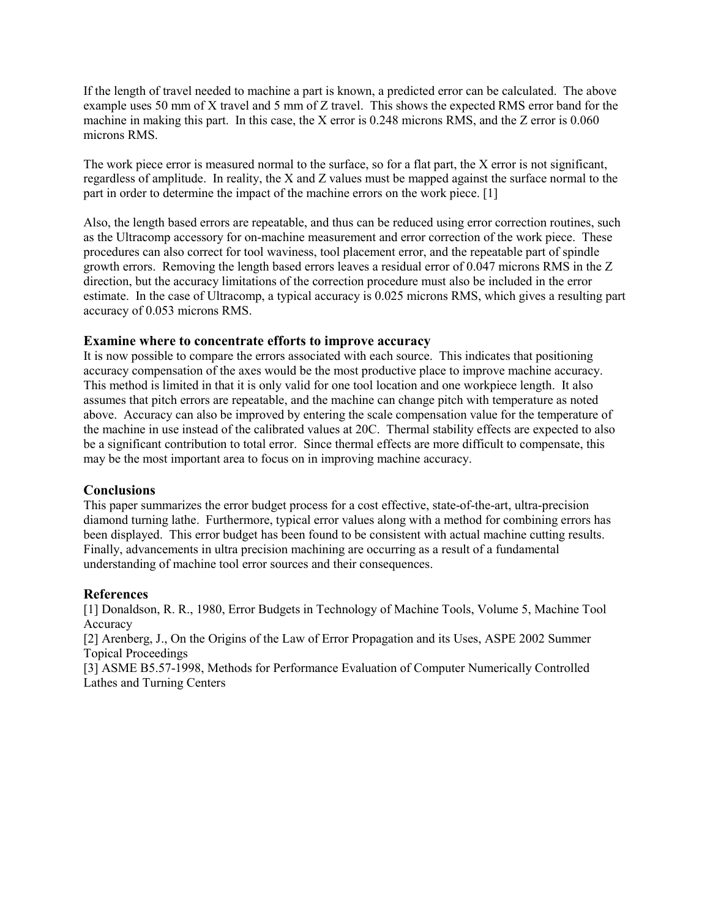If the length of travel needed to machine a part is known, a predicted error can be calculated. The above example uses 50 mm of X travel and 5 mm of Z travel. This shows the expected RMS error band for the machine in making this part. In this case, the X error is 0.248 microns RMS, and the Z error is 0.060 microns RMS.

The work piece error is measured normal to the surface, so for a flat part, the X error is not significant, regardless of amplitude. In reality, the X and Z values must be mapped against the surface normal to the part in order to determine the impact of the machine errors on the work piece. [1]

Also, the length based errors are repeatable, and thus can be reduced using error correction routines, such as the Ultracomp accessory for on-machine measurement and error correction of the work piece. These procedures can also correct for tool waviness, tool placement error, and the repeatable part of spindle growth errors. Removing the length based errors leaves a residual error of 0.047 microns RMS in the Z direction, but the accuracy limitations of the correction procedure must also be included in the error estimate. In the case of Ultracomp, a typical accuracy is 0.025 microns RMS, which gives a resulting part accuracy of 0.053 microns RMS.

## Examine where to concentrate efforts to improve accuracy

It is now possible to compare the errors associated with each source. This indicates that positioning accuracy compensation of the axes would be the most productive place to improve machine accuracy. This method is limited in that it is only valid for one tool location and one workpiece length. It also assumes that pitch errors are repeatable, and the machine can change pitch with temperature as noted above. Accuracy can also be improved by entering the scale compensation value for the temperature of the machine in use instead of the calibrated values at 20C. Thermal stability effects are expected to also be a significant contribution to total error. Since thermal effects are more difficult to compensate, this may be the most important area to focus on in improving machine accuracy.

## Conclusions

This paper summarizes the error budget process for a cost effective, state-of-the-art, ultra-precision diamond turning lathe. Furthermore, typical error values along with a method for combining errors has been displayed. This error budget has been found to be consistent with actual machine cutting results. Finally, advancements in ultra precision machining are occurring as a result of a fundamental understanding of machine tool error sources and their consequences.

## References

[1] Donaldson, R. R., 1980, Error Budgets in Technology of Machine Tools, Volume 5, Machine Tool Accuracy

[2] Arenberg, J., On the Origins of the Law of Error Propagation and its Uses, ASPE 2002 Summer Topical Proceedings

[3] ASME B5.57-1998, Methods for Performance Evaluation of Computer Numerically Controlled Lathes and Turning Centers